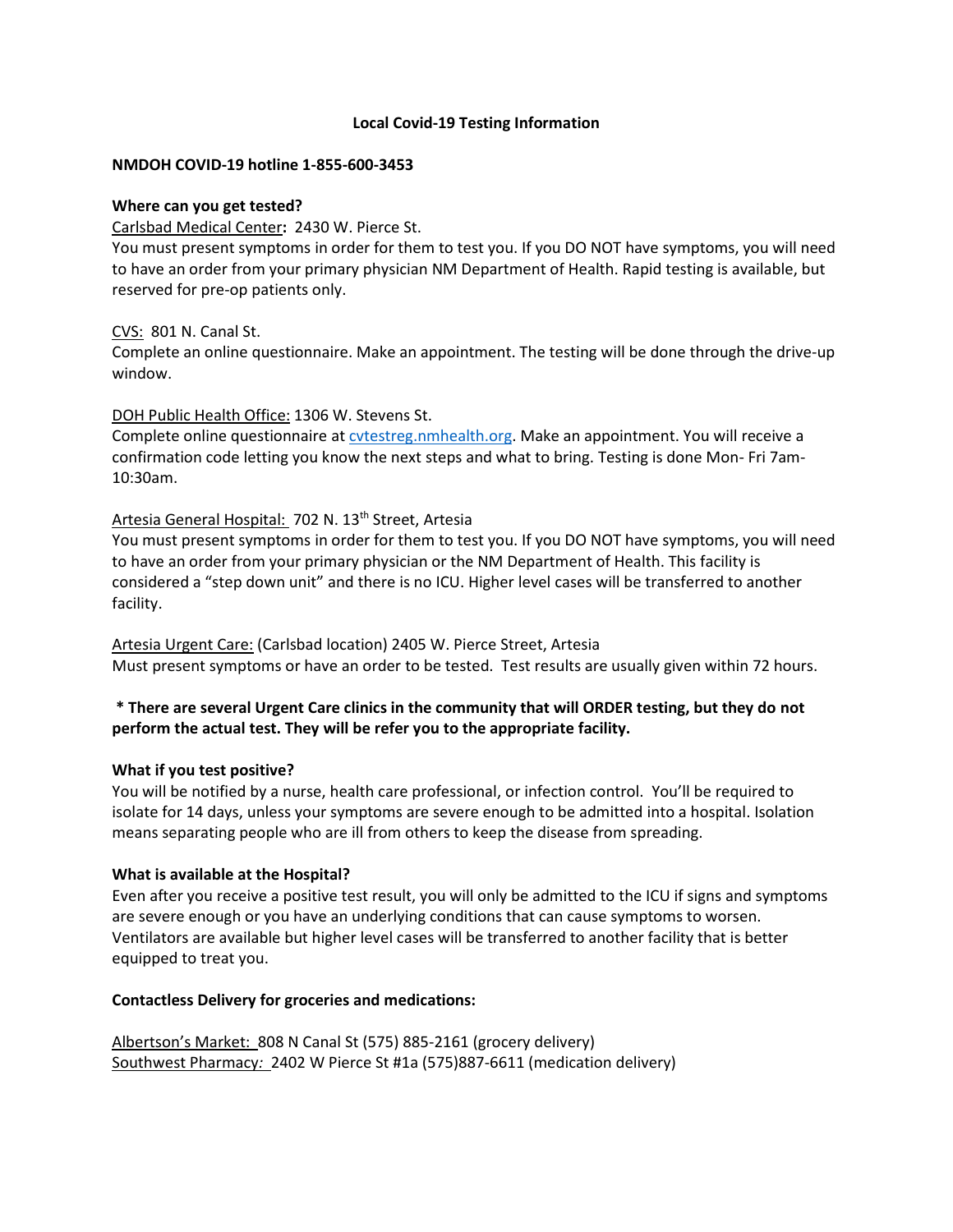# Local Covid-19 Testing Information

**NMDOH COVID-19 hotline 1-855-600-3453**

**Where can you get tested?**

Carlsbad Medical Center**:** 2430 W. Pierce St.
You must present symptoms in order for them to test you. If you DO NOT have symptoms, you will need to have an order from your primary physician NM Department of Health. Rapid testing is available, but reserved for pre-op patients only.

CVS: 801 N. Canal St.
Complete an online questionnaire. Make an appointment. The testing will be done through the drive-up window.

DOH Public Health Office: 1306 W. Stevens St.
Complete online questionnaire at cvtestreg.nmhealth.org. Make an appointment. You will receive a confirmation code letting you know the next steps and what to bring. Testing is done Mon- Fri 7am-10:30am.

Artesia General Hospital: 702 N. 13th Street, Artesia
You must present symptoms in order for them to test you. If you DO NOT have symptoms, you will need to have an order from your primary physician or the NM Department of Health. This facility is considered a "step down unit" and there is no ICU. Higher level cases will be transferred to another facility.

Artesia Urgent Care: (Carlsbad location) 2405 W. Pierce Street, Artesia
Must present symptoms or have an order to be tested. Test results are usually given within 72 hours.

**\* There are several Urgent Care clinics in the community that will ORDER testing, but they do not perform the actual test. They will be refer you to the appropriate facility.**

**What if you test positive?**
You will be notified by a nurse, health care professional, or infection control. You'll be required to isolate for 14 days, unless your symptoms are severe enough to be admitted into a hospital. Isolation means separating people who are ill from others to keep the disease from spreading.

**What is available at the Hospital?**
Even after you receive a positive test result, you will only be admitted to the ICU if signs and symptoms are severe enough or you have an underlying conditions that can cause symptoms to worsen. Ventilators are available but higher level cases will be transferred to another facility that is better equipped to treat you.

**Contactless Delivery for groceries and medications:**

Albertson's Market: 808 N Canal St (575) 885-2161 (grocery delivery)
Southwest Pharmacy*:* 2402 W Pierce St #1a (575)887-6611 (medication delivery)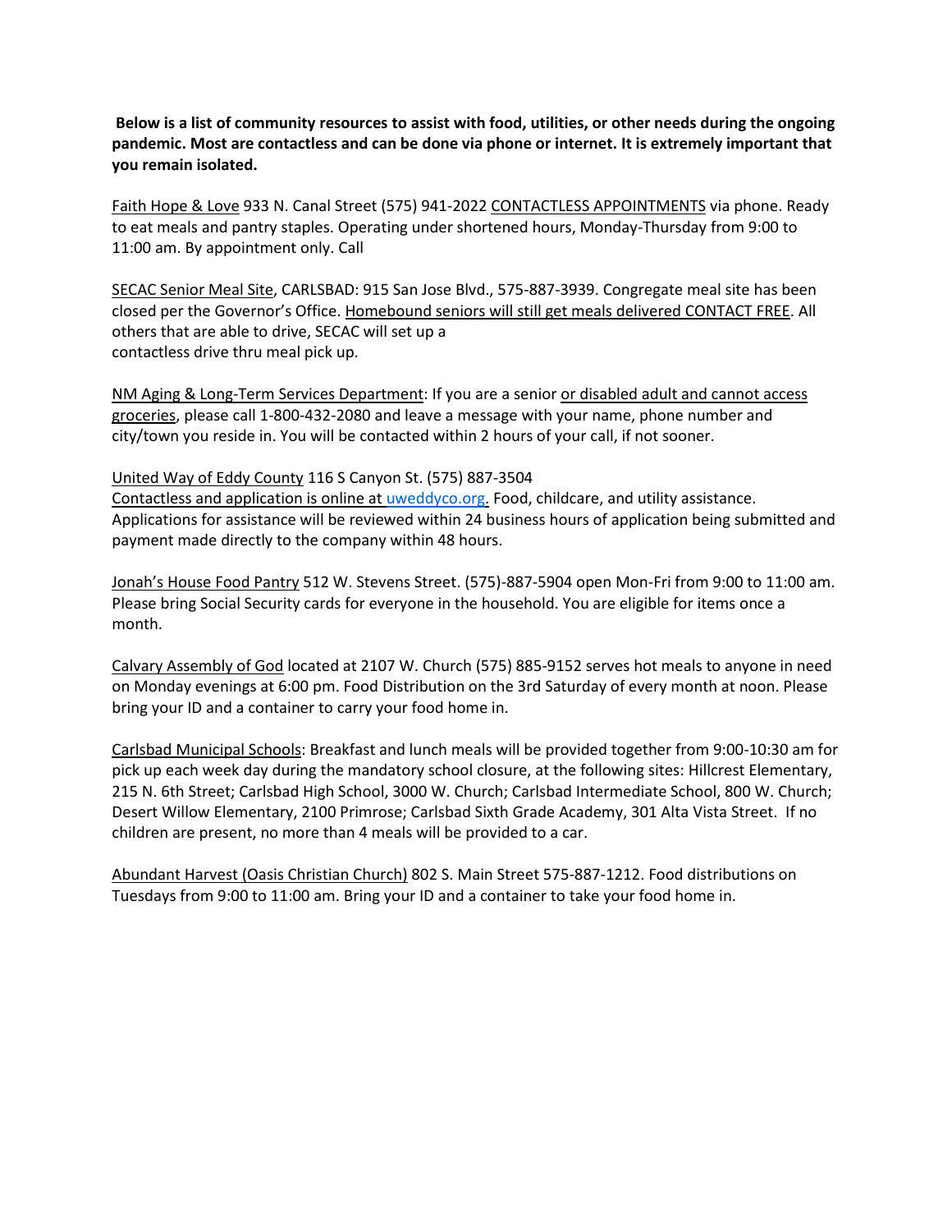**Below is a list of community resources to assist with food, utilities, or other needs during the ongoing pandemic. Most are contactless and can be done via phone or internet. It is extremely important that you remain isolated.**

Faith Hope & Love 933 N. Canal Street (575) 941-2022 CONTACTLESS APPOINTMENTS via phone. Ready to eat meals and pantry staples. Operating under shortened hours, Monday-Thursday from 9:00 to 11:00 am. By appointment only. Call

SECAC Senior Meal Site, CARLSBAD: 915 San Jose Blvd., 575-887-3939. Congregate meal site has been closed per the Governor's Office. Homebound seniors will still get meals delivered CONTACT FREE. All others that are able to drive, SECAC will set up a contactless drive thru meal pick up.

NM Aging & Long-Term Services Department: If you are a senior or disabled adult and cannot access groceries, please call 1-800-432-2080 and leave a message with your name, phone number and city/town you reside in. You will be contacted within 2 hours of your call, if not sooner.

United Way of Eddy County 116 S Canyon St. (575) 887-3504
Contactless and application is online at uweddyco.org. Food, childcare, and utility assistance. Applications for assistance will be reviewed within 24 business hours of application being submitted and payment made directly to the company within 48 hours.

Jonah's House Food Pantry 512 W. Stevens Street. (575)-887-5904 open Mon-Fri from 9:00 to 11:00 am. Please bring Social Security cards for everyone in the household. You are eligible for items once a month.

Calvary Assembly of God located at 2107 W. Church (575) 885-9152 serves hot meals to anyone in need on Monday evenings at 6:00 pm. Food Distribution on the 3rd Saturday of every month at noon. Please bring your ID and a container to carry your food home in.

Carlsbad Municipal Schools: Breakfast and lunch meals will be provided together from 9:00-10:30 am for pick up each week day during the mandatory school closure, at the following sites: Hillcrest Elementary, 215 N. 6th Street; Carlsbad High School, 3000 W. Church; Carlsbad Intermediate School, 800 W. Church; Desert Willow Elementary, 2100 Primrose; Carlsbad Sixth Grade Academy, 301 Alta Vista Street. If no children are present, no more than 4 meals will be provided to a car.

Abundant Harvest (Oasis Christian Church) 802 S. Main Street 575-887-1212. Food distributions on Tuesdays from 9:00 to 11:00 am. Bring your ID and a container to take your food home in.